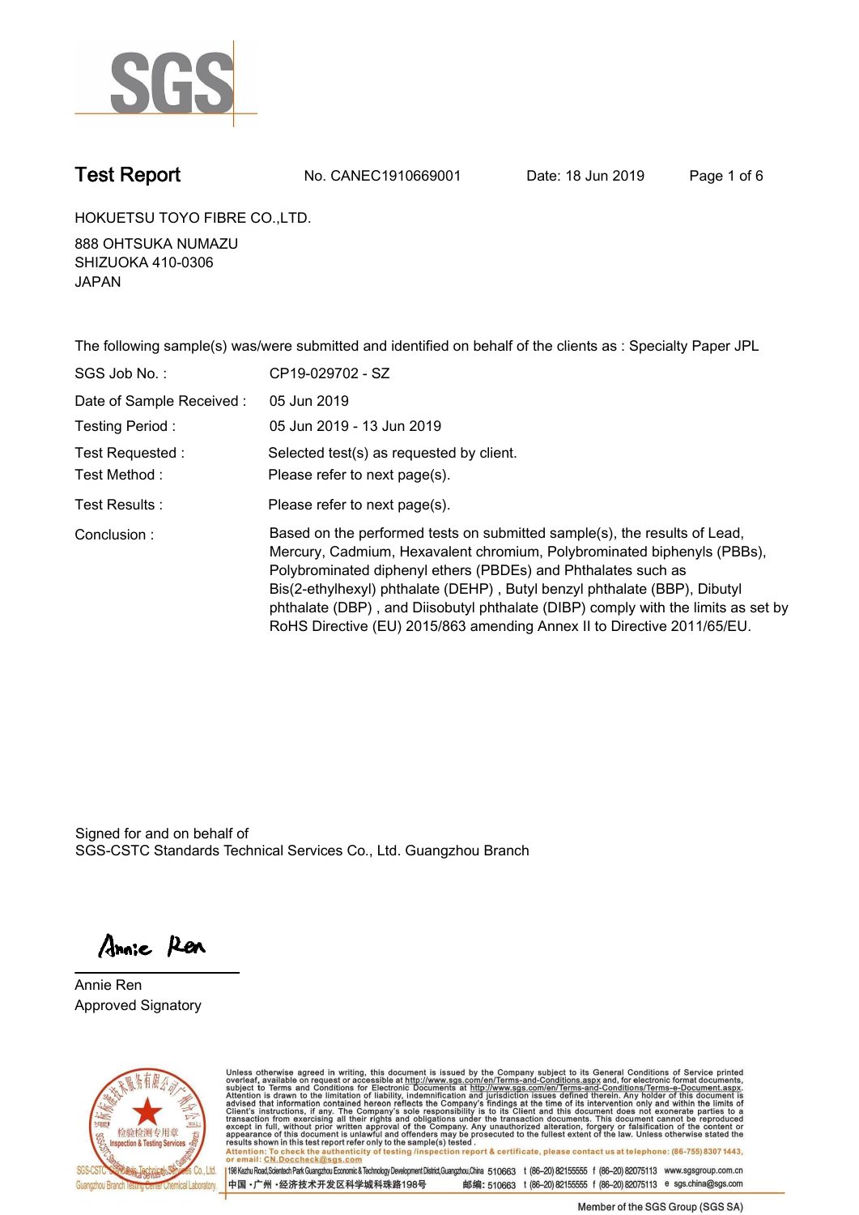# Test Report

No. CANEC1910669001 Date: 18 Jun 2019

HOKUETSU TOYO FIBRE CO.,LTD.

888 OHTSUKA NUMAZU
SHIZUOKA 410-0306
JAPAN

The following sample(s) was/were submitted and identified on behalf of the clients as : Specialty Paper JPL

| | |
|---|---|
| SGS Job No. : | CP19-029702 - SZ |
| Date of Sample Received : | 05 Jun 2019 |
| Testing Period : | 05 Jun 2019 - 13 Jun 2019 |
| Test Requested : | Selected test(s) as requested by client. |
| Test Method : | Please refer to next page(s). |
| Test Results : | Please refer to next page(s). |
| Conclusion : | Based on the performed tests on submitted sample(s), the results of Lead, Mercury, Cadmium, Hexavalent chromium, Polybrominated biphenyls (PBBs), Polybrominated diphenyl ethers (PBDEs) and Phthalates such as Bis(2-ethylhexyl) phthalate (DEHP) , Butyl benzyl phthalate (BBP), Dibutyl phthalate (DBP) , and Diisobutyl phthalate (DIBP) comply with the limits as set by RoHS Directive (EU) 2015/863 amending Annex II to Directive 2011/65/EU. |

Signed for and on behalf of
SGS-CSTC Standards Technical Services Co., Ltd. Guangzhou Branch

Annie Ren
Approved Signatory

Unless otherwise agreed in writing, this document is issued by the Company subject to its General Conditions of Service printed overleaf, available on request or accessible at http://www.sgs.com/en/Terms-and-Conditions.aspx and, for electronic format documents, subject to Terms and Conditions for Electronic Documents at http://www.sgs.com/en/Terms-and-Conditions/Terms-e-Document.aspx. Attention is drawn to the limitation of liability, indemnification and jurisdiction issues defined therein. Any holder of this document is advised that information contained hereon reflects the Company's findings at the time of its intervention only and within the limits of Client's instructions, if any. The Company's sole responsibility is to its Client and this document does not exonerate parties to a transaction from exercising all their rights and obligations under the transaction documents. This document cannot be reproduced except in full, without prior written approval of the Company. Any unauthorized alteration, forgery or falsification of the content or appearance of this document is unlawful and offenders may be prosecuted to the fullest extent of the law. Unless otherwise stated the results shown in this test report refer only to the sample(s) tested .

Attention: To check the authenticity of testing /inspection report & certificate, please contact us at telephone: (86-755) 8307 1443, or email: CN.Doccheck@sgs.com

198 Kezhu Road,Scientech Park Guangzhou Economic & Technology Development District,Guangzhou,China 510663 t (86–20) 82155555 f (86–20) 82075113 www.sgsgroup.com.cn
中国 ·广州 ·经济技术开发区科学城科珠路198号 邮编: 510663 t (86–20) 82155555 f (86–20) 82075113 e sgs.china@sgs.com

Member of the SGS Group (SGS SA)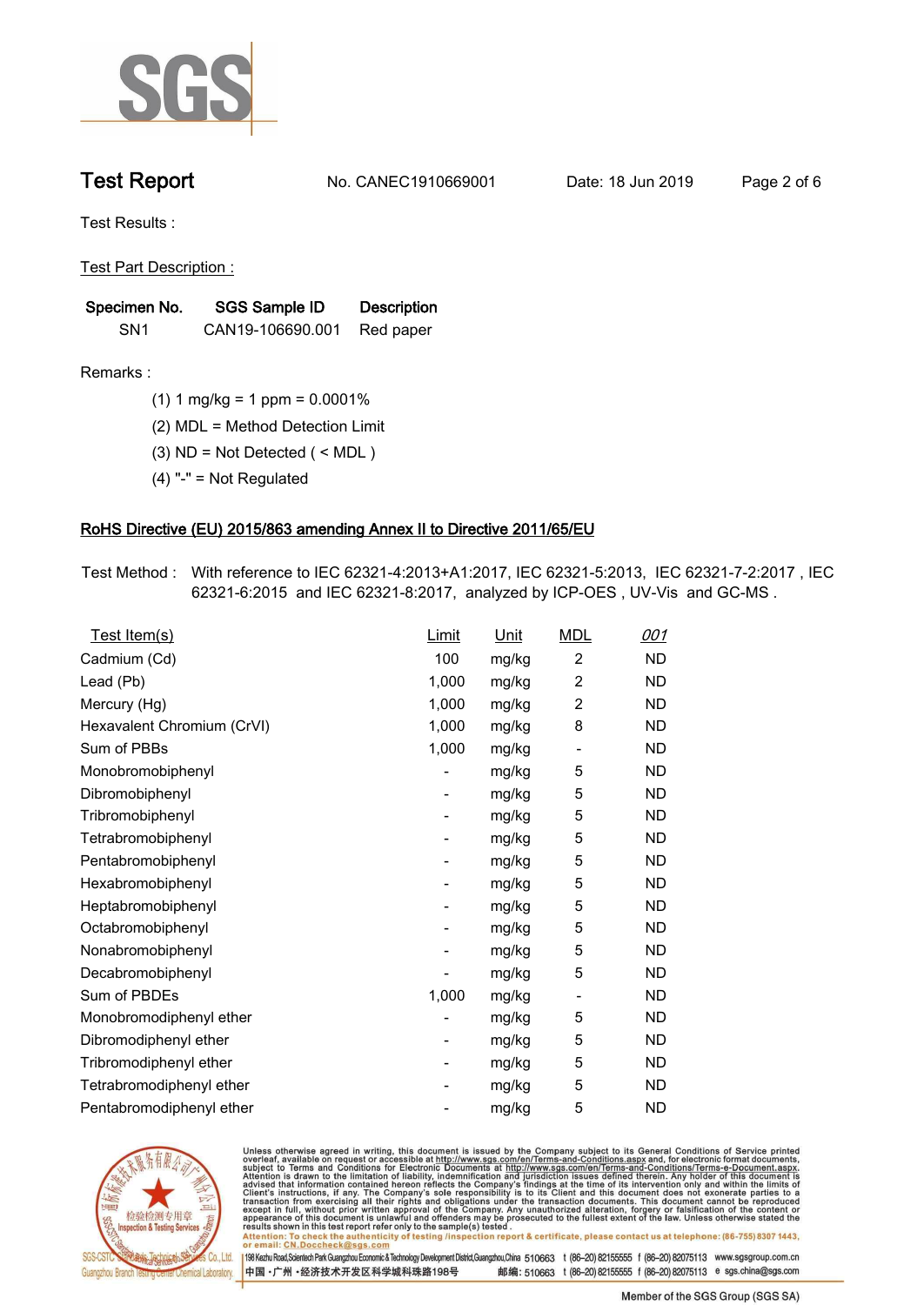# Test Report

No. CANEC1910669001 Date: 18 Jun 2019

Test Results :

Test Part Description :

| Specimen No. | SGS Sample ID | Description |
|---|---|---|
| SN1 | CAN19-106690.001 | Red paper |

Remarks :

(1) 1 mg/kg = 1 ppm = 0.0001%

(2) MDL = Method Detection Limit

(3) ND = Not Detected ( < MDL )

(4) "-" = Not Regulated

## RoHS Directive (EU) 2015/863 amending Annex II to Directive 2011/65/EU

Test Method : With reference to IEC 62321-4:2013+A1:2017, IEC 62321-5:2013, IEC 62321-7-2:2017 , IEC 62321-6:2015 and IEC 62321-8:2017, analyzed by ICP-OES , UV-Vis and GC-MS .

| Test Item(s) | Limit | Unit | MDL | 001 |
|---|---|---|---|---|
| Cadmium (Cd) | 100 | mg/kg | 2 | ND |
| Lead (Pb) | 1,000 | mg/kg | 2 | ND |
| Mercury (Hg) | 1,000 | mg/kg | 2 | ND |
| Hexavalent Chromium (CrVI) | 1,000 | mg/kg | 8 | ND |
| Sum of PBBs | 1,000 | mg/kg | - | ND |
| Monobromobiphenyl | - | mg/kg | 5 | ND |
| Dibromobiphenyl | - | mg/kg | 5 | ND |
| Tribromobiphenyl | - | mg/kg | 5 | ND |
| Tetrabromobiphenyl | - | mg/kg | 5 | ND |
| Pentabromobiphenyl | - | mg/kg | 5 | ND |
| Hexabromobiphenyl | - | mg/kg | 5 | ND |
| Heptabromobiphenyl | - | mg/kg | 5 | ND |
| Octabromobiphenyl | - | mg/kg | 5 | ND |
| Nonabromobiphenyl | - | mg/kg | 5 | ND |
| Decabromobiphenyl | - | mg/kg | 5 | ND |
| Sum of PBDEs | 1,000 | mg/kg | - | ND |
| Monobromodiphenyl ether | - | mg/kg | 5 | ND |
| Dibromodiphenyl ether | - | mg/kg | 5 | ND |
| Tribromodiphenyl ether | - | mg/kg | 5 | ND |
| Tetrabromodiphenyl ether | - | mg/kg | 5 | ND |
| Pentabromodiphenyl ether | - | mg/kg | 5 | ND |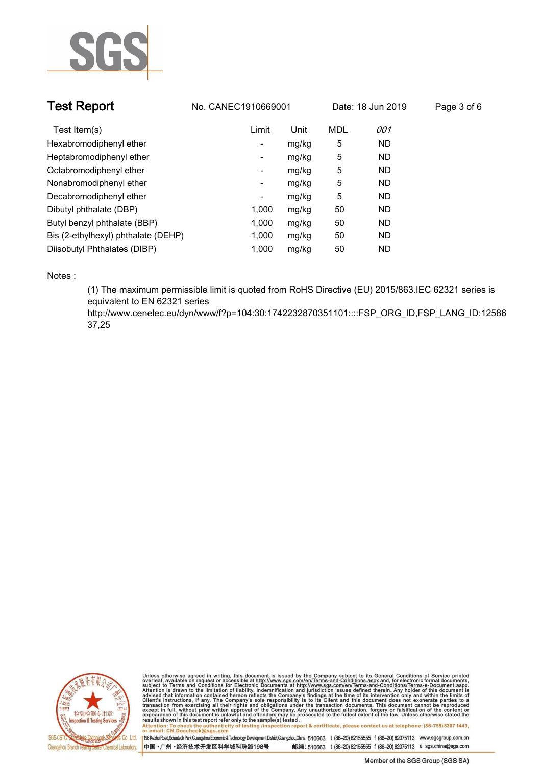**Test Report** No. CANEC1910669001 Date: 18 Jun 2019

| Test Item(s) | Limit | Unit | MDL | *001* |
|---|---|---|---|---|
| Hexabromodiphenyl ether | - | mg/kg | 5 | ND |
| Heptabromodiphenyl ether | - | mg/kg | 5 | ND |
| Octabromodiphenyl ether | - | mg/kg | 5 | ND |
| Nonabromodiphenyl ether | - | mg/kg | 5 | ND |
| Decabromodiphenyl ether | - | mg/kg | 5 | ND |
| Dibutyl phthalate (DBP) | 1,000 | mg/kg | 50 | ND |
| Butyl benzyl phthalate (BBP) | 1,000 | mg/kg | 50 | ND |
| Bis (2-ethylhexyl) phthalate (DEHP) | 1,000 | mg/kg | 50 | ND |
| Diisobutyl Phthalates (DIBP) | 1,000 | mg/kg | 50 | ND |

Notes :

(1) The maximum permissible limit is quoted from RoHS Directive (EU) 2015/863.IEC 62321 series is equivalent to EN 62321 series
http://www.cenelec.eu/dyn/www/f?p=104:30:1742232870351101::::FSP_ORG_ID,FSP_LANG_ID:1258637,25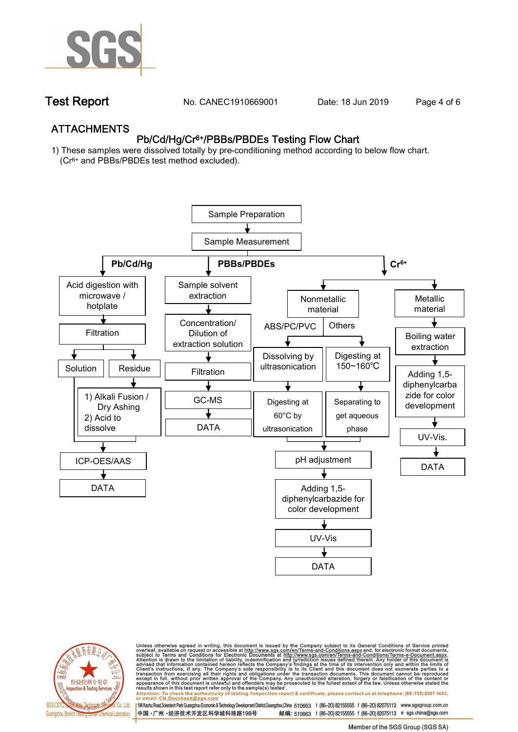## ATTACHMENTS

### Pb/Cd/Hg/$Cr^{6+}$/PBBs/PBDEs Testing Flow Chart

1) These samples were dissolved totally by pre-conditioning method according to below flow chart. ($Cr^{6+}$ and PBBs/PBDEs test method excluded).

Sample Preparation → Sample Measurement

**Pb/Cd/Hg**
- Acid digestion with microwave / hotplate → Filtration → Solution / Residue
  - Residue → 1) Alkali Fusion / Dry Ashing 2) Acid to dissolve
  - Solution and dissolved residue → ICP-OES/AAS → DATA

**PBBs/PBDEs**
- Sample solvent extraction → Concentration/ Dilution of extraction solution → Filtration → GC-MS → DATA

**$Cr^{6+}$**
- Nonmetallic material
  - ABS/PC/PVC → Dissolving by ultrasonication → Digesting at 60°C by ultrasonication
  - Others → Digesting at 150~160℃ → Separating to get aqueous phase
  - → pH adjustment → Adding 1,5-diphenylcarbazide for color development → UV-Vis → DATA
- Metallic material → Boiling water extraction → Adding 1,5-diphenylcarbazide for color development → UV-Vis. → DATA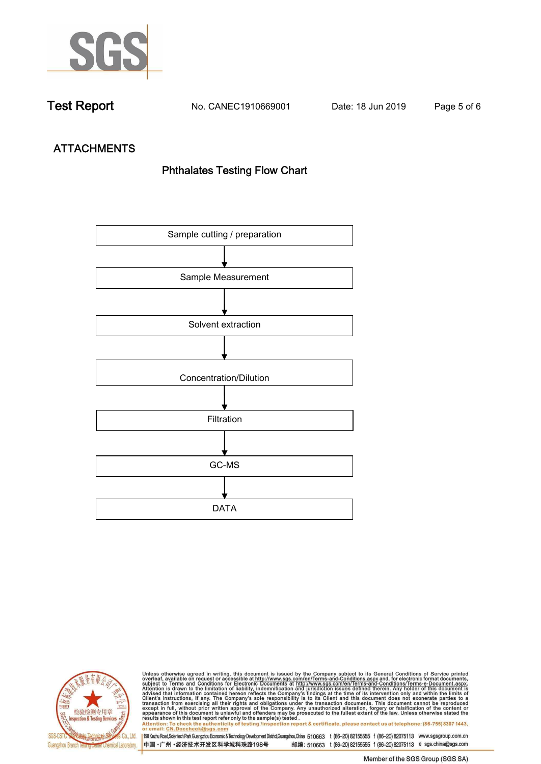## ATTACHMENTS

### Phthalates Testing Flow Chart

Sample cutting / preparation

↓

Sample Measurement

↓

Solvent extraction

↓

Concentration/Dilution

↓

Filtration

↓

GC-MS

↓

DATA

Unless otherwise agreed in writing, this document is issued by the Company subject to its General Conditions of Service printed overleaf, available on request or accessible at http://www.sgs.com/en/Terms-and-Conditions.aspx and, for electronic format documents, subject to Terms and Conditions for Electronic Documents at http://www.sgs.com/en/Terms-and-Conditions/Terms-e-Document.aspx. Attention is drawn to the limitation of liability, indemnification and jurisdiction issues defined therein. Any holder of this document is advised that information contained hereon reflects the Company's findings at the time of its intervention only and within the limits of Client's instructions, if any. The Company's sole responsibility is to its Client and this document does not exonerate parties to a transaction from exercising all their rights and obligations under the transaction documents. This document cannot be reproduced except in full, without prior written approval of the Company. Any unauthorized alteration, forgery or falsification of the content or appearance of this document is unlawful and offenders may be prosecuted to the fullest extent of the law. Unless otherwise stated the results shown in this test report refer only to the sample(s) tested.

Attention: To check the authenticity of testing /inspection report & certificate, please contact us at telephone: (86-755) 8307 1443, or email: CN.Doccheck@sgs.com

SGS-CSTC Standards Technical Services Co., Ltd. Guangzhou Branch Testing Center Chemical Laboratory.

198 Kezhu Road,Scientech Park Guangzhou Economic & Technology Development District,Guangzhou,China 510663 t (86–20) 82155555 f (86–20) 82075113 www.sgsgroup.com.cn

中国・广州・经济技术开发区科学城科珠路198号 邮编: 510663 t (86–20) 82155555 f (86–20) 82075113 e sgs.china@sgs.com

Member of the SGS Group (SGS SA)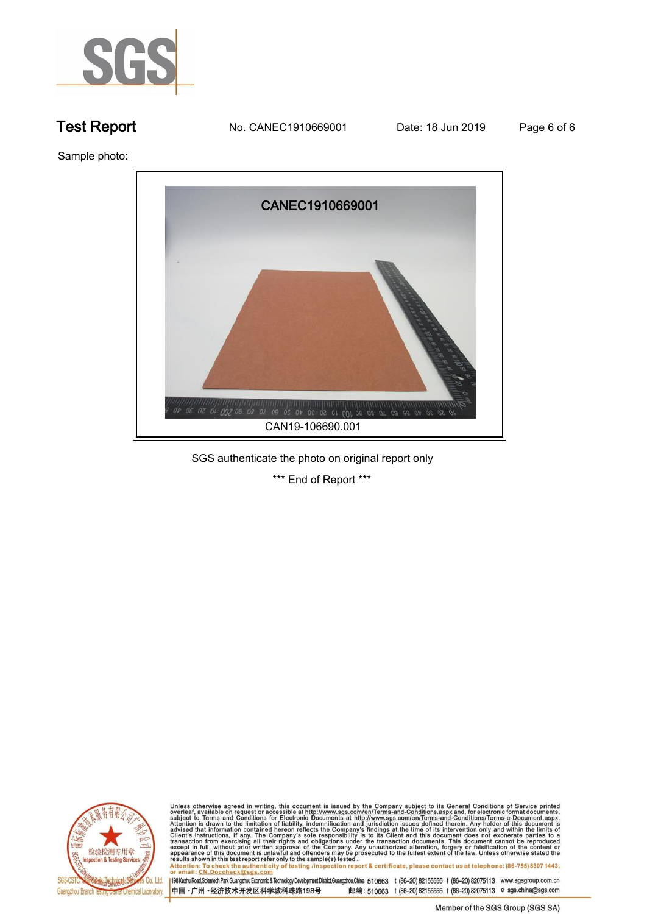Sample photo:

CANEC1910669001

CAN19-106690.001

SGS authenticate the photo on original report only

*** End of Report ***

Unless otherwise agreed in writing, this document is issued by the Company subject to its General Conditions of Service printed overleaf, available on request or accessible at http://www.sgs.com/en/Terms-and-Conditions.aspx and, for electronic format documents, subject to Terms and Conditions for Electronic Documents at http://www.sgs.com/en/Terms-and-Conditions/Terms-e-Document.aspx. Attention is drawn to the limitation of liability, indemnification and jurisdiction issues defined therein. Any holder of this document is advised that information contained hereon reflects the Company's findings at the time of its intervention only and within the limits of Client's instructions, if any. The Company's sole responsibility is to its Client and this document does not exonerate parties to a transaction from exercising all their rights and obligations under the transaction documents. This document cannot be reproduced except in full, without prior written approval of the Company. Any unauthorized alteration, forgery or falsification of the content or appearance of this document is unlawful and offenders may be prosecuted to the fullest extent of the law. Unless otherwise stated the results shown in this test report refer only to the sample(s) tested.

Attention: To check the authenticity of testing /inspection report & certificate, please contact us at telephone: (86-755) 8307 1443, or email: CN.Doccheck@sgs.com

198 Kezhu Road,Scientech Park Guangzhou Economic & Technology Development District,Guangzhou,China 510663 t (86–20) 82155555 f (86–20) 82075113 www.sgsgroup.com.cn

中国・广州・经济技术开发区科学城科珠路198号 邮编: 510663 t (86–20) 82155555 f (86–20) 82075113 e sgs.china@sgs.com

Member of the SGS Group (SGS SA)